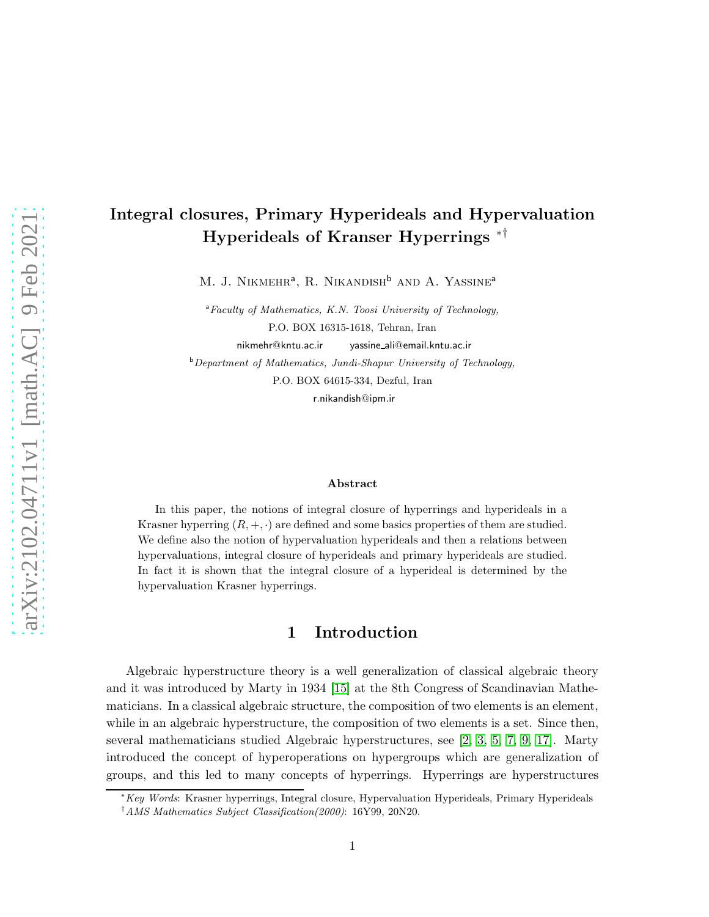# Integral closures, Primary Hyperideals and Hypervaluation Hyperideals of Kranser Hyperrings *†

M. J. Nikmehr[a], R. Nikandish[b] and A. Yassine[a]

[a] *Faculty of Mathematics, K.N. Toosi University of Technology,*
P.O. BOX 16315-1618, Tehran, Iran
nikmehr@kntu.ac.ir    yassine_ali@email.kntu.ac.ir

[b] *Department of Mathematics, Jundi-Shapur University of Technology,*
P.O. BOX 64615-334, Dezful, Iran
r.nikandish@ipm.ir

### Abstract

In this paper, the notions of integral closure of hyperrings and hyperideals in a Krasner hyperring $(R, +, \cdot)$ are defined and some basics properties of them are studied. We define also the notion of hypervaluation hyperideals and then a relations between hypervaluations, integral closure of hyperideals and primary hyperideals are studied. In fact it is shown that the integral closure of a hyperideal is determined by the hypervaluation Krasner hyperrings.

## 1 Introduction

Algebraic hyperstructure theory is a well generalization of classical algebraic theory and it was introduced by Marty in 1934 [15] at the 8th Congress of Scandinavian Mathematicians. In a classical algebraic structure, the composition of two elements is an element, while in an algebraic hyperstructure, the composition of two elements is a set. Since then, several mathematicians studied Algebraic hyperstructures, see [2, 3, 5, 7, 9, 17]. Marty introduced the concept of hyperoperations on hypergroups which are generalization of groups, and this led to many concepts of hyperrings. Hyperrings are hyperstructures

---

\* *Key Words*: Krasner hyperrings, Integral closure, Hypervaluation Hyperideals, Primary Hyperideals

† *AMS Mathematics Subject Classification(2000)*: 16Y99, 20N20.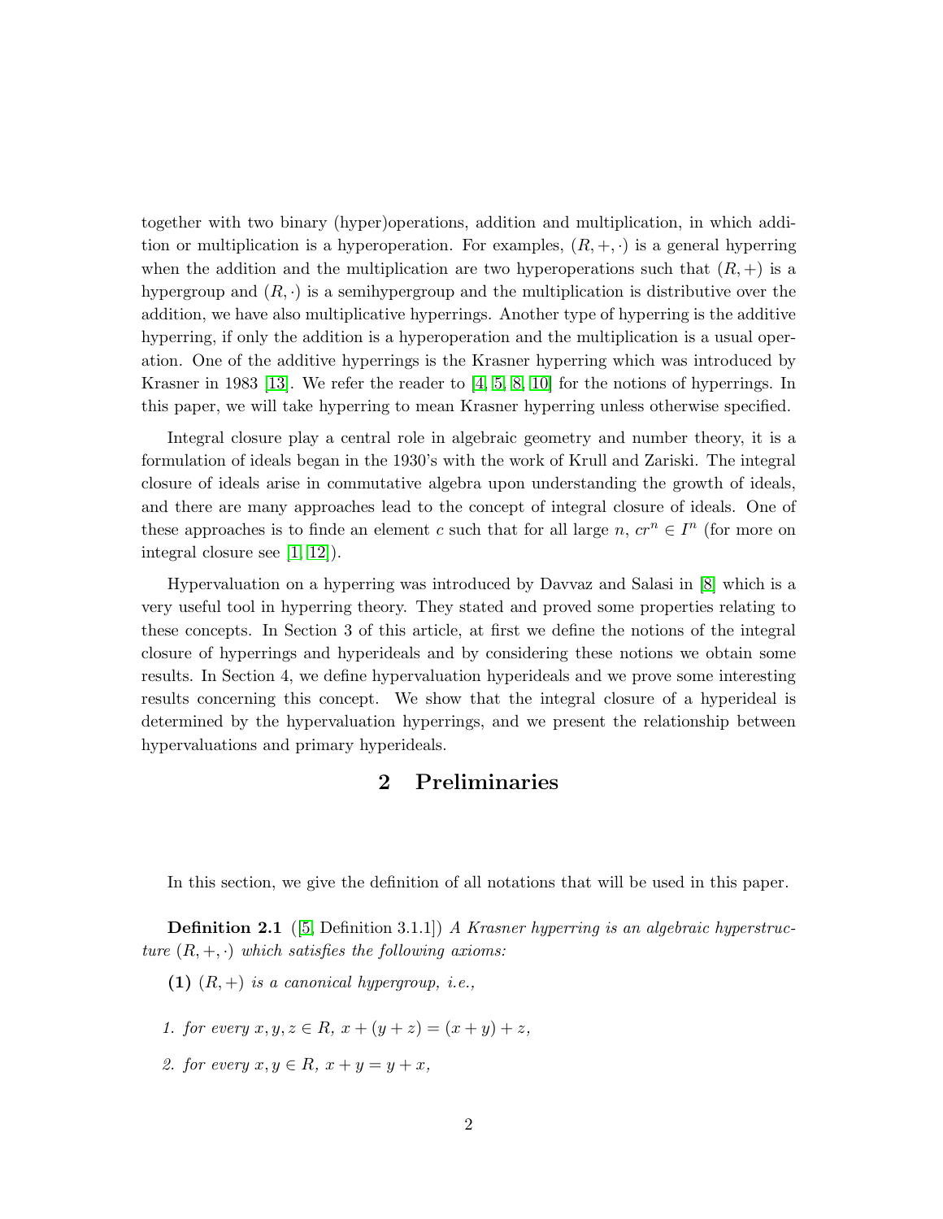together with two binary (hyper)operations, addition and multiplication, in which addition or multiplication is a hyperoperation. For examples, $(R, +, \cdot)$ is a general hyperring when the addition and the multiplication are two hyperoperations such that $(R, +)$ is a hypergroup and $(R, \cdot)$ is a semihypergroup and the multiplication is distributive over the addition, we have also multiplicative hyperrings. Another type of hyperring is the additive hyperring, if only the addition is a hyperoperation and the multiplication is a usual operation. One of the additive hyperrings is the Krasner hyperring which was introduced by Krasner in 1983 [13]. We refer the reader to [4, 5, 8, 10] for the notions of hyperrings. In this paper, we will take hyperring to mean Krasner hyperring unless otherwise specified.

Integral closure play a central role in algebraic geometry and number theory, it is a formulation of ideals began in the 1930's with the work of Krull and Zariski. The integral closure of ideals arise in commutative algebra upon understanding the growth of ideals, and there are many approaches lead to the concept of integral closure of ideals. One of these approaches is to finde an element $c$ such that for all large $n$, $cr^n \in I^n$ (for more on integral closure see [1, 12]).

Hypervaluation on a hyperring was introduced by Davvaz and Salasi in [8] which is a very useful tool in hyperring theory. They stated and proved some properties relating to these concepts. In Section 3 of this article, at first we define the notions of the integral closure of hyperrings and hyperideals and by considering these notions we obtain some results. In Section 4, we define hypervaluation hyperideals and we prove some interesting results concerning this concept. We show that the integral closure of a hyperideal is determined by the hypervaluation hyperrings, and we present the relationship between hypervaluations and primary hyperideals.

## 2 Preliminaries

In this section, we give the definition of all notations that will be used in this paper.

**Definition 2.1** ([5, Definition 3.1.1]) *A Krasner hyperring is an algebraic hyperstructure $(R, +, \cdot)$ which satisfies the following axioms:*

**(1)** *$(R, +)$ is a canonical hypergroup, i.e.,*

1. *for every $x, y, z \in R$, $x + (y + z) = (x + y) + z$,*
2. *for every $x, y \in R$, $x + y = y + x$,*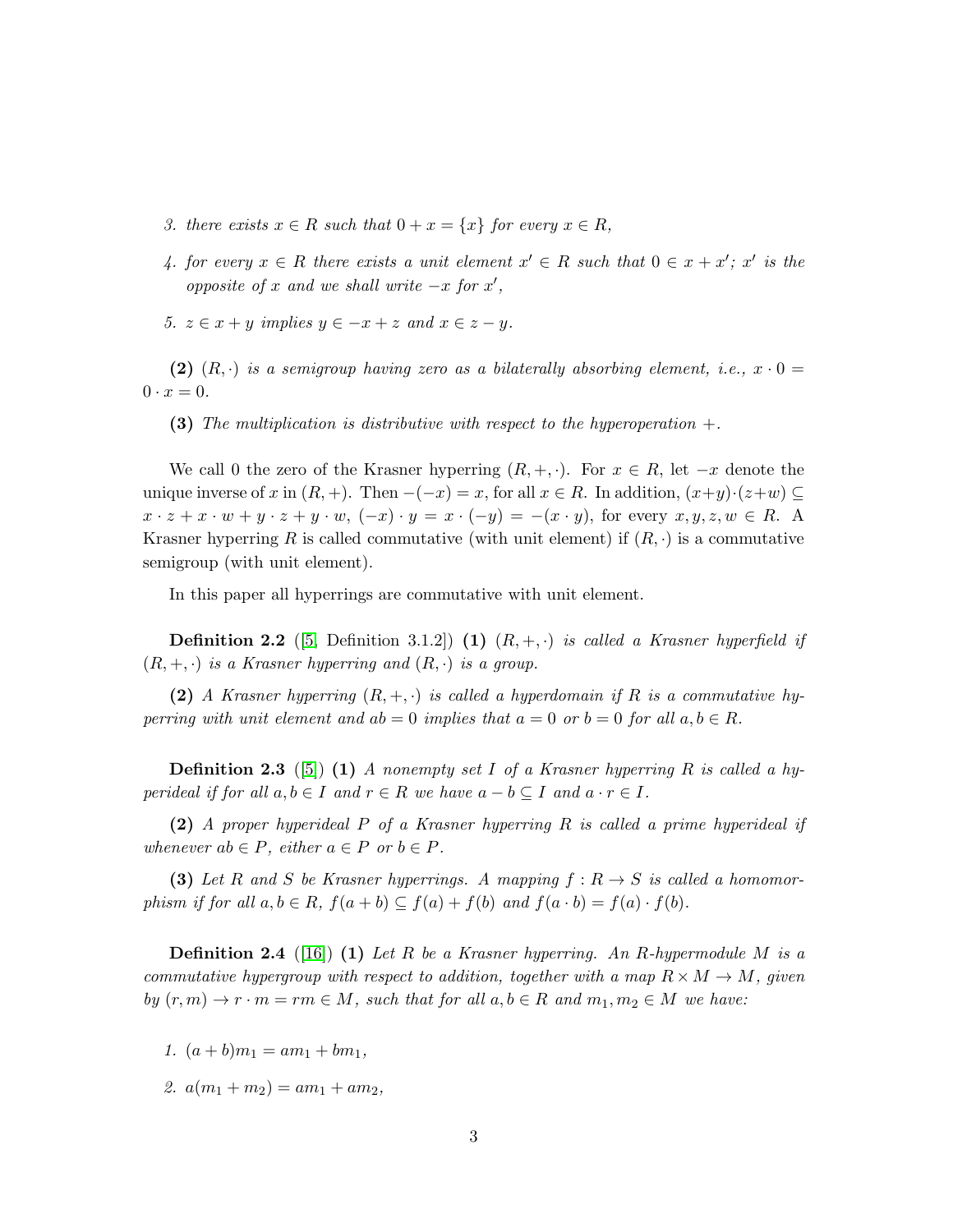3. *there exists $x \in R$ such that $0 + x = \{x\}$ for every $x \in R$,*

4. *for every $x \in R$ there exists a unit element $x' \in R$ such that $0 \in x + x'$; $x'$ is the opposite of $x$ and we shall write $-x$ for $x'$,*

5. *$z \in x + y$ implies $y \in -x + z$ and $x \in z - y$.*

**(2)** *$(R, \cdot)$ is a semigroup having zero as a bilaterally absorbing element, i.e., $x \cdot 0 = 0 \cdot x = 0$.*

**(3)** *The multiplication is distributive with respect to the hyperoperation $+$.*

We call 0 the zero of the Krasner hyperring $(R, +, \cdot)$. For $x \in R$, let $-x$ denote the unique inverse of $x$ in $(R, +)$. Then $-(-x) = x$, for all $x \in R$. In addition, $(x+y)\cdot(z+w) \subseteq x \cdot z + x \cdot w + y \cdot z + y \cdot w$, $(-x) \cdot y = x \cdot (-y) = -(x \cdot y)$, for every $x, y, z, w \in R$. A Krasner hyperring $R$ is called commutative (with unit element) if $(R, \cdot)$ is a commutative semigroup (with unit element).

In this paper all hyperrings are commutative with unit element.

**Definition 2.2** ([5, Definition 3.1.2]) **(1)** *$(R, +, \cdot)$ is called a Krasner hyperfield if $(R, +, \cdot)$ is a Krasner hyperring and $(R, \cdot)$ is a group.*

**(2)** *A Krasner hyperring $(R, +, \cdot)$ is called a hyperdomain if $R$ is a commutative hyperring with unit element and $ab = 0$ implies that $a = 0$ or $b = 0$ for all $a, b \in R$.*

**Definition 2.3** ([5]) **(1)** *A nonempty set $I$ of a Krasner hyperring $R$ is called a hyperideal if for all $a, b \in I$ and $r \in R$ we have $a - b \subseteq I$ and $a \cdot r \in I$.*

**(2)** *A proper hyperideal $P$ of a Krasner hyperring $R$ is called a prime hyperideal if whenever $ab \in P$, either $a \in P$ or $b \in P$.*

**(3)** *Let $R$ and $S$ be Krasner hyperrings. A mapping $f : R \to S$ is called a homomorphism if for all $a, b \in R$, $f(a + b) \subseteq f(a) + f(b)$ and $f(a \cdot b) = f(a) \cdot f(b)$.*

**Definition 2.4** ([16]) **(1)** *Let $R$ be a Krasner hyperring. An $R$-hypermodule $M$ is a commutative hypergroup with respect to addition, together with a map $R \times M \to M$, given by $(r, m) \to r \cdot m = rm \in M$, such that for all $a, b \in R$ and $m_1, m_2 \in M$ we have:*

1. *$(a + b)m_1 = am_1 + bm_1$,*

2. *$a(m_1 + m_2) = am_1 + am_2$,*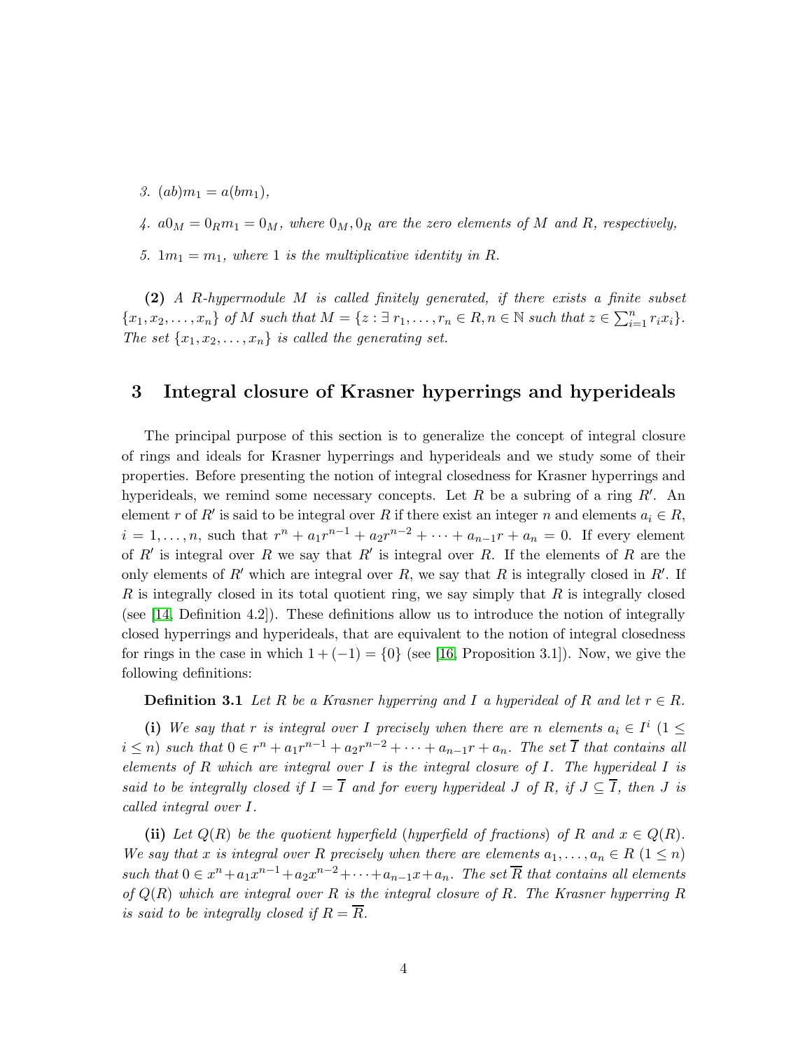*3.* $(ab)m_1 = a(bm_1)$,

*4.* $a0_M = 0_R m_1 = 0_M$, *where* $0_M, 0_R$ *are the zero elements of* $M$ *and* $R$, *respectively,*

*5.* $1m_1 = m_1$, *where* $1$ *is the multiplicative identity in* $R$.

**(2)** *A* $R$*-hypermodule* $M$ *is called finitely generated, if there exists a finite subset* $\{x_1, x_2, \ldots, x_n\}$ *of* $M$ *such that* $M = \{z : \exists\, r_1, \ldots, r_n \in R, n \in \mathbb{N}$ *such that* $z \in \sum_{i=1}^{n} r_i x_i\}$. *The set* $\{x_1, x_2, \ldots, x_n\}$ *is called the generating set.*

## 3 Integral closure of Krasner hyperrings and hyperideals

The principal purpose of this section is to generalize the concept of integral closure of rings and ideals for Krasner hyperrings and hyperideals and we study some of their properties. Before presenting the notion of integral closedness for Krasner hyperrings and hyperideals, we remind some necessary concepts. Let $R$ be a subring of a ring $R'$. An element $r$ of $R'$ is said to be integral over $R$ if there exist an integer $n$ and elements $a_i \in R$, $i = 1, \ldots, n$, such that $r^n + a_1 r^{n-1} + a_2 r^{n-2} + \cdots + a_{n-1} r + a_n = 0$. If every element of $R'$ is integral over $R$ we say that $R'$ is integral over $R$. If the elements of $R$ are the only elements of $R'$ which are integral over $R$, we say that $R$ is integrally closed in $R'$. If $R$ is integrally closed in its total quotient ring, we say simply that $R$ is integrally closed (see [14, Definition 4.2]). These definitions allow us to introduce the notion of integrally closed hyperrings and hyperideals, that are equivalent to the notion of integral closedness for rings in the case in which $1 + (-1) = \{0\}$ (see [16, Proposition 3.1]). Now, we give the following definitions:

**Definition 3.1** *Let* $R$ *be a Krasner hyperring and* $I$ *a hyperideal of* $R$ *and let* $r \in R$.

**(i)** *We say that* $r$ *is integral over* $I$ *precisely when there are* $n$ *elements* $a_i \in I^i$ $(1 \leq i \leq n)$ *such that* $0 \in r^n + a_1 r^{n-1} + a_2 r^{n-2} + \cdots + a_{n-1} r + a_n$. *The set* $\overline{I}$ *that contains all elements of* $R$ *which are integral over* $I$ *is the integral closure of* $I$. *The hyperideal* $I$ *is said to be integrally closed if* $I = \overline{I}$ *and for every hyperideal* $J$ *of* $R$, *if* $J \subseteq \overline{I}$, *then* $J$ *is called integral over* $I$.

**(ii)** *Let* $Q(R)$ *be the quotient hyperfield (hyperfield of fractions) of* $R$ *and* $x \in Q(R)$. *We say that* $x$ *is integral over* $R$ *precisely when there are elements* $a_1, \ldots, a_n \in R$ $(1 \leq n)$ *such that* $0 \in x^n + a_1 x^{n-1} + a_2 x^{n-2} + \cdots + a_{n-1} x + a_n$. *The set* $\overline{R}$ *that contains all elements of* $Q(R)$ *which are integral over* $R$ *is the integral closure of* $R$. *The Krasner hyperring* $R$ *is said to be integrally closed if* $R = \overline{R}$.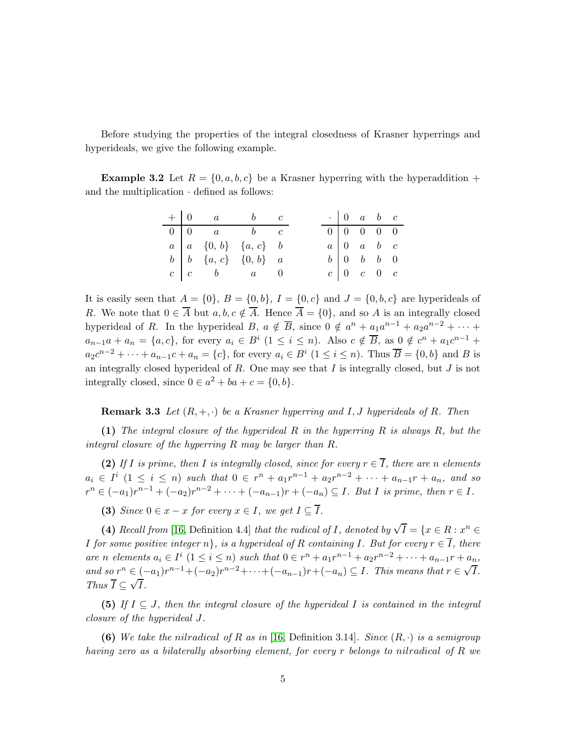Before studying the properties of the integral closedness of Krasner hyperrings and hyperideals, we give the following example.

**Example 3.2** Let $R = \{0, a, b, c\}$ be a Krasner hyperring with the hyperaddition $+$ and the multiplication $\cdot$ defined as follows:

| $+$ | $0$ | $a$ | $b$ | $c$ |
|---|---|---|---|---|
| $0$ | $0$ | $a$ | $b$ | $c$ |
| $a$ | $a$ | $\{0, b\}$ | $\{a, c\}$ | $b$ |
| $b$ | $b$ | $\{a, c\}$ | $\{0, b\}$ | $a$ |
| $c$ | $c$ | $b$ | $a$ | $0$ |

| $\cdot$ | $0$ | $a$ | $b$ | $c$ |
|---|---|---|---|---|
| $0$ | $0$ | $0$ | $0$ | $0$ |
| $a$ | $0$ | $a$ | $b$ | $c$ |
| $b$ | $0$ | $b$ | $b$ | $0$ |
| $c$ | $0$ | $c$ | $0$ | $c$ |

It is easily seen that $A = \{0\}$, $B = \{0, b\}$, $I = \{0, c\}$ and $J = \{0, b, c\}$ are hyperideals of $R$. We note that $0 \in \overline{A}$ but $a, b, c \notin \overline{A}$. Hence $\overline{A} = \{0\}$, and so $A$ is an integrally closed hyperideal of $R$. In the hyperideal $B$, $a \notin \overline{B}$, since $0 \notin a^n + a_1a^{n-1} + a_2a^{n-2} + \cdots + a_{n-1}a + a_n = \{a, c\}$, for every $a_i \in B^i$ $(1 \leq i \leq n)$. Also $c \notin \overline{B}$, as $0 \notin c^n + a_1c^{n-1} + a_2c^{n-2} + \cdots + a_{n-1}c + a_n = \{c\}$, for every $a_i \in B^i$ $(1 \leq i \leq n)$. Thus $\overline{B} = \{0, b\}$ and $B$ is an integrally closed hyperideal of $R$. One may see that $I$ is integrally closed, but $J$ is not integrally closed, since $0 \in a^2 + ba + c = \{0, b\}$.

**Remark 3.3** *Let $(R, +, \cdot)$ be a Krasner hyperring and $I, J$ hyperideals of $R$. Then*

**(1)** *The integral closure of the hyperideal $R$ in the hyperring $R$ is always $R$, but the integral closure of the hyperring $R$ may be larger than $R$.*

**(2)** *If $I$ is prime, then $I$ is integrally closed, since for every $r \in \overline{I}$, there are $n$ elements $a_i \in I^i$ $(1 \leq i \leq n)$ such that $0 \in r^n + a_1r^{n-1} + a_2r^{n-2} + \cdots + a_{n-1}r + a_n$, and so $r^n \in (-a_1)r^{n-1} + (-a_2)r^{n-2} + \cdots + (-a_{n-1})r + (-a_n) \subseteq I$. But $I$ is prime, then $r \in I$.*

**(3)** *Since $0 \in x - x$ for every $x \in I$, we get $I \subseteq \overline{I}$.*

**(4)** *Recall from [16, Definition 4.4] that the radical of $I$, denoted by $\sqrt{I} = \{x \in R : x^n \in I$ for some positive integer $n\}$, is a hyperideal of $R$ containing $I$. But for every $r \in \overline{I}$, there are $n$ elements $a_i \in I^i$ $(1 \leq i \leq n)$ such that $0 \in r^n + a_1r^{n-1} + a_2r^{n-2} + \cdots + a_{n-1}r + a_n$, and so $r^n \in (-a_1)r^{n-1} + (-a_2)r^{n-2} + \cdots + (-a_{n-1})r + (-a_n) \subseteq I$. This means that $r \in \sqrt{I}$. Thus $\overline{I} \subseteq \sqrt{I}$.*

**(5)** *If $I \subseteq J$, then the integral closure of the hyperideal $I$ is contained in the integral closure of the hyperideal $J$.*

**(6)** *We take the nilradical of $R$ as in [16, Definition 3.14]. Since $(R, \cdot)$ is a semigroup having zero as a bilaterally absorbing element, for every $r$ belongs to nilradical of $R$ we*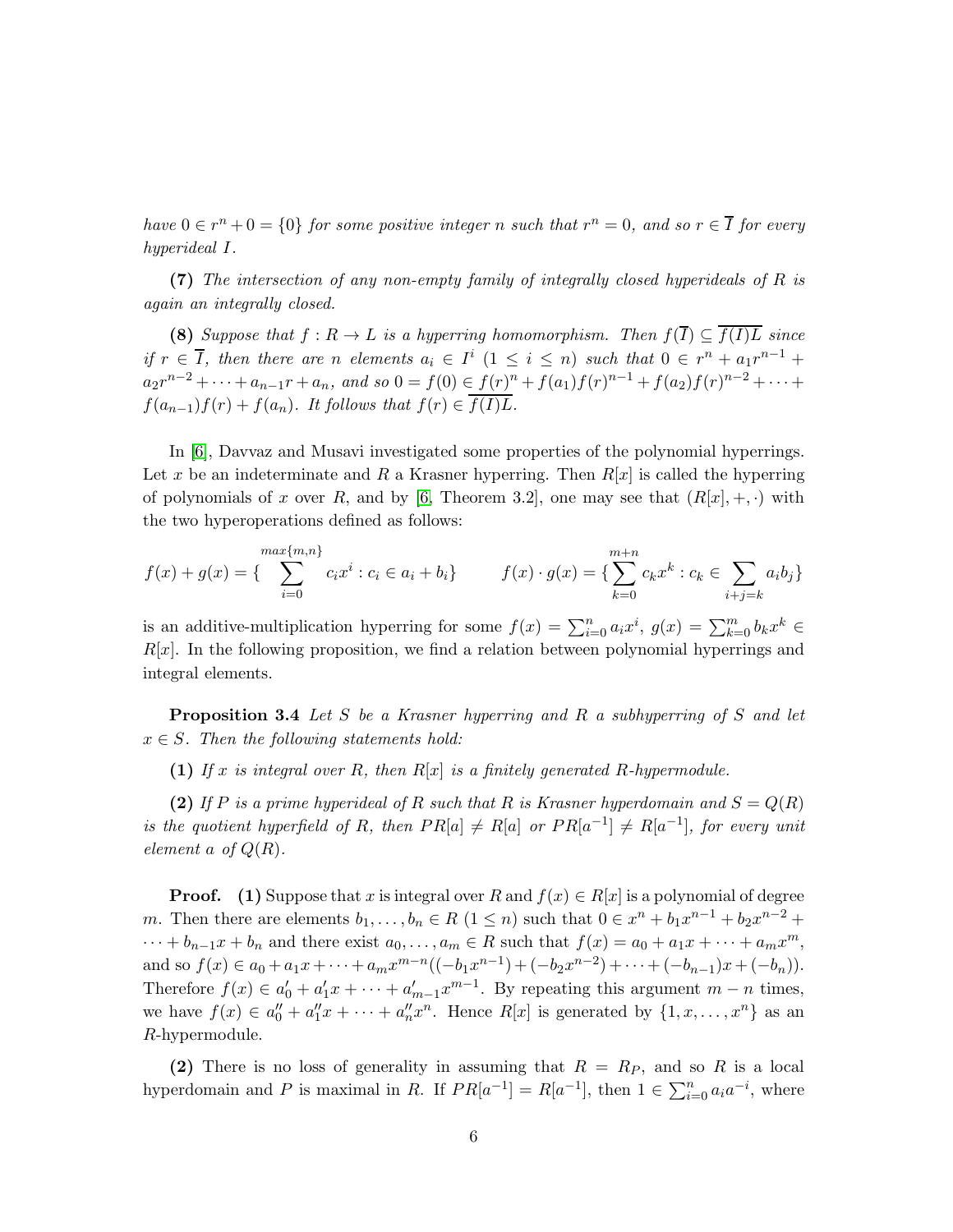*have $0 \in r^n + 0 = \{0\}$ for some positive integer $n$ such that $r^n = 0$, and so $r \in \overline{I}$ for every hyperideal $I$.*

**(7)** *The intersection of any non-empty family of integrally closed hyperideals of $R$ is again an integrally closed.*

**(8)** *Suppose that $f : R \to L$ is a hyperring homomorphism. Then $f(\overline{I}) \subseteq \overline{f(I)L}$ since if $r \in \overline{I}$, then there are $n$ elements $a_i \in I^i$ $(1 \leq i \leq n)$ such that $0 \in r^n + a_1 r^{n-1} + a_2 r^{n-2} + \cdots + a_{n-1} r + a_n$, and so $0 = f(0) \in f(r)^n + f(a_1) f(r)^{n-1} + f(a_2) f(r)^{n-2} + \cdots + f(a_{n-1}) f(r) + f(a_n)$. It follows that $f(r) \in \overline{f(I)L}$.*

In [6], Davvaz and Musavi investigated some properties of the polynomial hyperrings. Let $x$ be an indeterminate and $R$ a Krasner hyperring. Then $R[x]$ is called the hyperring of polynomials of $x$ over $R$, and by [6, Theorem 3.2], one may see that $(R[x], +, \cdot)$ with the two hyperoperations defined as follows:

$$f(x) + g(x) = \{ \sum_{i=0}^{max\{m,n\}} c_i x^i : c_i \in a_i + b_i \} \qquad f(x) \cdot g(x) = \{ \sum_{k=0}^{m+n} c_k x^k : c_k \in \sum_{i+j=k} a_i b_j \}$$

is an additive-multiplication hyperring for some $f(x) = \sum_{i=0}^{n} a_i x^i$, $g(x) = \sum_{k=0}^{m} b_k x^k \in R[x]$. In the following proposition, we find a relation between polynomial hyperrings and integral elements.

**Proposition 3.4** *Let $S$ be a Krasner hyperring and $R$ a subhyperring of $S$ and let $x \in S$. Then the following statements hold:*

**(1)** *If $x$ is integral over $R$, then $R[x]$ is a finitely generated $R$-hypermodule.*

**(2)** *If $P$ is a prime hyperideal of $R$ such that $R$ is Krasner hyperdomain and $S = Q(R)$ is the quotient hyperfield of $R$, then $PR[a] \neq R[a]$ or $PR[a^{-1}] \neq R[a^{-1}]$, for every unit element $a$ of $Q(R)$.*

**Proof.** **(1)** Suppose that $x$ is integral over $R$ and $f(x) \in R[x]$ is a polynomial of degree $m$. Then there are elements $b_1, \ldots, b_n \in R$ $(1 \leq n)$ such that $0 \in x^n + b_1 x^{n-1} + b_2 x^{n-2} + \cdots + b_{n-1} x + b_n$ and there exist $a_0, \ldots, a_m \in R$ such that $f(x) = a_0 + a_1 x + \cdots + a_m x^m$, and so $f(x) \in a_0 + a_1 x + \cdots + a_m x^{m-n}((-b_1 x^{n-1}) + (-b_2 x^{n-2}) + \cdots + (-b_{n-1})x + (-b_n))$. Therefore $f(x) \in a'_0 + a'_1 x + \cdots + a'_{m-1} x^{m-1}$. By repeating this argument $m - n$ times, we have $f(x) \in a''_0 + a''_1 x + \cdots + a''_n x^n$. Hence $R[x]$ is generated by $\{1, x, \ldots, x^n\}$ as an $R$-hypermodule.

**(2)** There is no loss of generality in assuming that $R = R_P$, and so $R$ is a local hyperdomain and $P$ is maximal in $R$. If $PR[a^{-1}] = R[a^{-1}]$, then $1 \in \sum_{i=0}^{n} a_i a^{-i}$, where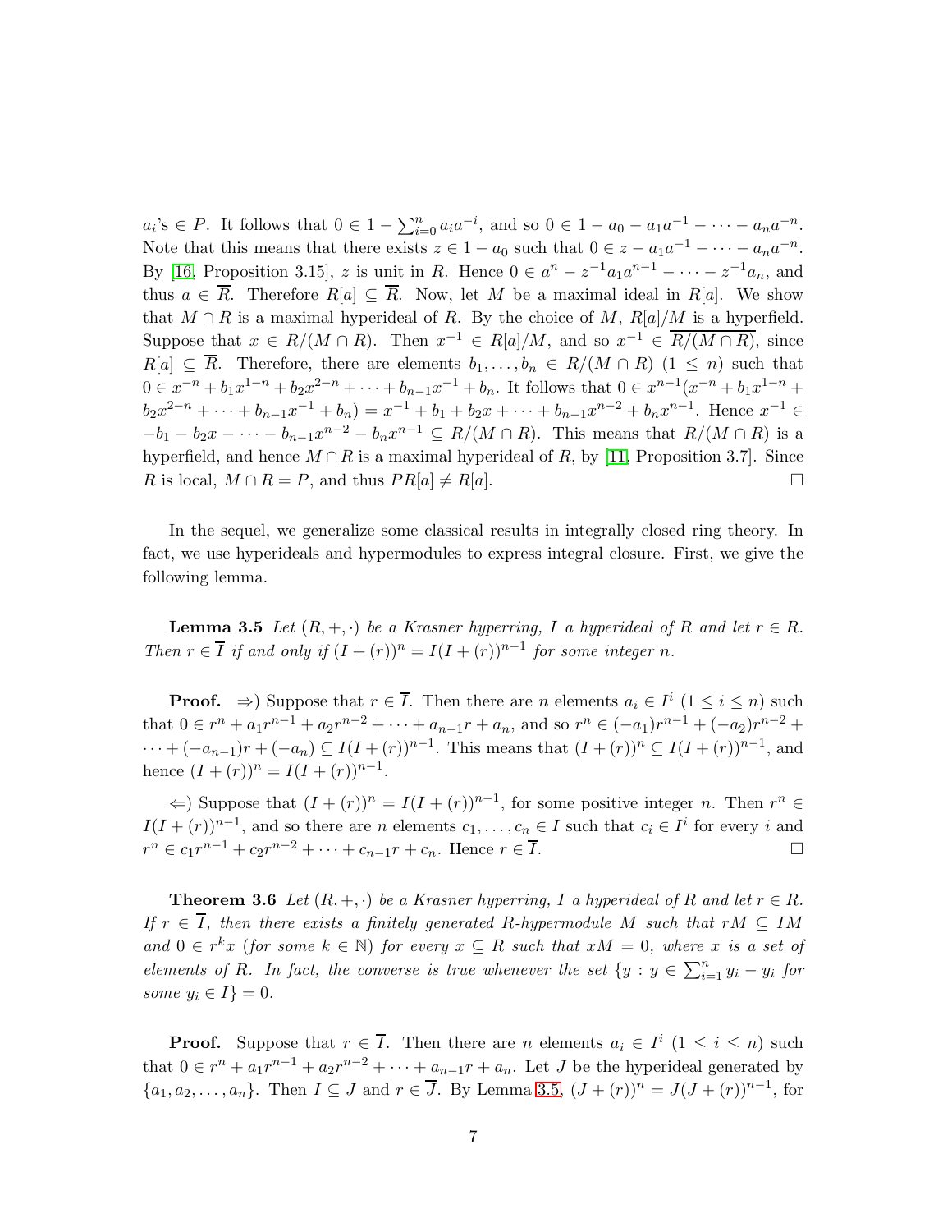$a_i$'s $\in P$. It follows that $0 \in 1 - \sum_{i=0}^{n} a_i a^{-i}$, and so $0 \in 1 - a_0 - a_1 a^{-1} - \cdots - a_n a^{-n}$. Note that this means that there exists $z \in 1 - a_0$ such that $0 \in z - a_1 a^{-1} - \cdots - a_n a^{-n}$. By [16, Proposition 3.15], $z$ is unit in $R$. Hence $0 \in a^n - z^{-1} a_1 a^{n-1} - \cdots - z^{-1} a_n$, and thus $a \in \overline{R}$. Therefore $R[a] \subseteq \overline{R}$. Now, let $M$ be a maximal ideal in $R[a]$. We show that $M \cap R$ is a maximal hyperideal of $R$. By the choice of $M$, $R[a]/M$ is a hyperfield. Suppose that $x \in R/(M \cap R)$. Then $x^{-1} \in R[a]/M$, and so $x^{-1} \in \overline{R/(M \cap R)}$, since $R[a] \subseteq \overline{R}$. Therefore, there are elements $b_1, \ldots, b_n \in R/(M \cap R)$ $(1 \leq n)$ such that $0 \in x^{-n} + b_1 x^{1-n} + b_2 x^{2-n} + \cdots + b_{n-1} x^{-1} + b_n$. It follows that $0 \in x^{n-1}(x^{-n} + b_1 x^{1-n} + b_2 x^{2-n} + \cdots + b_{n-1} x^{-1} + b_n) = x^{-1} + b_1 + b_2 x + \cdots + b_{n-1} x^{n-2} + b_n x^{n-1}$. Hence $x^{-1} \in -b_1 - b_2 x - \cdots - b_{n-1} x^{n-2} - b_n x^{n-1} \subseteq R/(M \cap R)$. This means that $R/(M \cap R)$ is a hyperfield, and hence $M \cap R$ is a maximal hyperideal of $R$, by [11, Proposition 3.7]. Since $R$ is local, $M \cap R = P$, and thus $PR[a] \neq R[a]$. □

In the sequel, we generalize some classical results in integrally closed ring theory. In fact, we use hyperideals and hypermodules to express integral closure. First, we give the following lemma.

**Lemma 3.5** *Let $(R, +, \cdot)$ be a Krasner hyperring, $I$ a hyperideal of $R$ and let $r \in R$. Then $r \in \overline{I}$ if and only if $(I + (r))^n = I(I + (r))^{n-1}$ for some integer $n$.*

**Proof.** $\Rightarrow$) Suppose that $r \in \overline{I}$. Then there are $n$ elements $a_i \in I^i$ $(1 \leq i \leq n)$ such that $0 \in r^n + a_1 r^{n-1} + a_2 r^{n-2} + \cdots + a_{n-1} r + a_n$, and so $r^n \in (-a_1) r^{n-1} + (-a_2) r^{n-2} + \cdots + (-a_{n-1}) r + (-a_n) \subseteq I(I + (r))^{n-1}$. This means that $(I + (r))^n \subseteq I(I + (r))^{n-1}$, and hence $(I + (r))^n = I(I + (r))^{n-1}$.

$\Leftarrow$) Suppose that $(I + (r))^n = I(I + (r))^{n-1}$, for some positive integer $n$. Then $r^n \in I(I + (r))^{n-1}$, and so there are $n$ elements $c_1, \ldots, c_n \in I$ such that $c_i \in I^i$ for every $i$ and $r^n \in c_1 r^{n-1} + c_2 r^{n-2} + \cdots + c_{n-1} r + c_n$. Hence $r \in \overline{I}$. □

**Theorem 3.6** *Let $(R, +, \cdot)$ be a Krasner hyperring, $I$ a hyperideal of $R$ and let $r \in R$. If $r \in \overline{I}$, then there exists a finitely generated $R$-hypermodule $M$ such that $rM \subseteq IM$ and $0 \in r^k x$ (for some $k \in \mathbb{N}$) for every $x \subseteq R$ such that $xM = 0$, where $x$ is a set of elements of $R$. In fact, the converse is true whenever the set $\{y : y \in \sum_{i=1}^{n} y_i - y_i$ for some $y_i \in I\} = 0$.*

**Proof.** Suppose that $r \in \overline{I}$. Then there are $n$ elements $a_i \in I^i$ $(1 \leq i \leq n)$ such that $0 \in r^n + a_1 r^{n-1} + a_2 r^{n-2} + \cdots + a_{n-1} r + a_n$. Let $J$ be the hyperideal generated by $\{a_1, a_2, \ldots, a_n\}$. Then $I \subseteq J$ and $r \in \overline{J}$. By Lemma 3.5, $(J + (r))^n = J(J + (r))^{n-1}$, for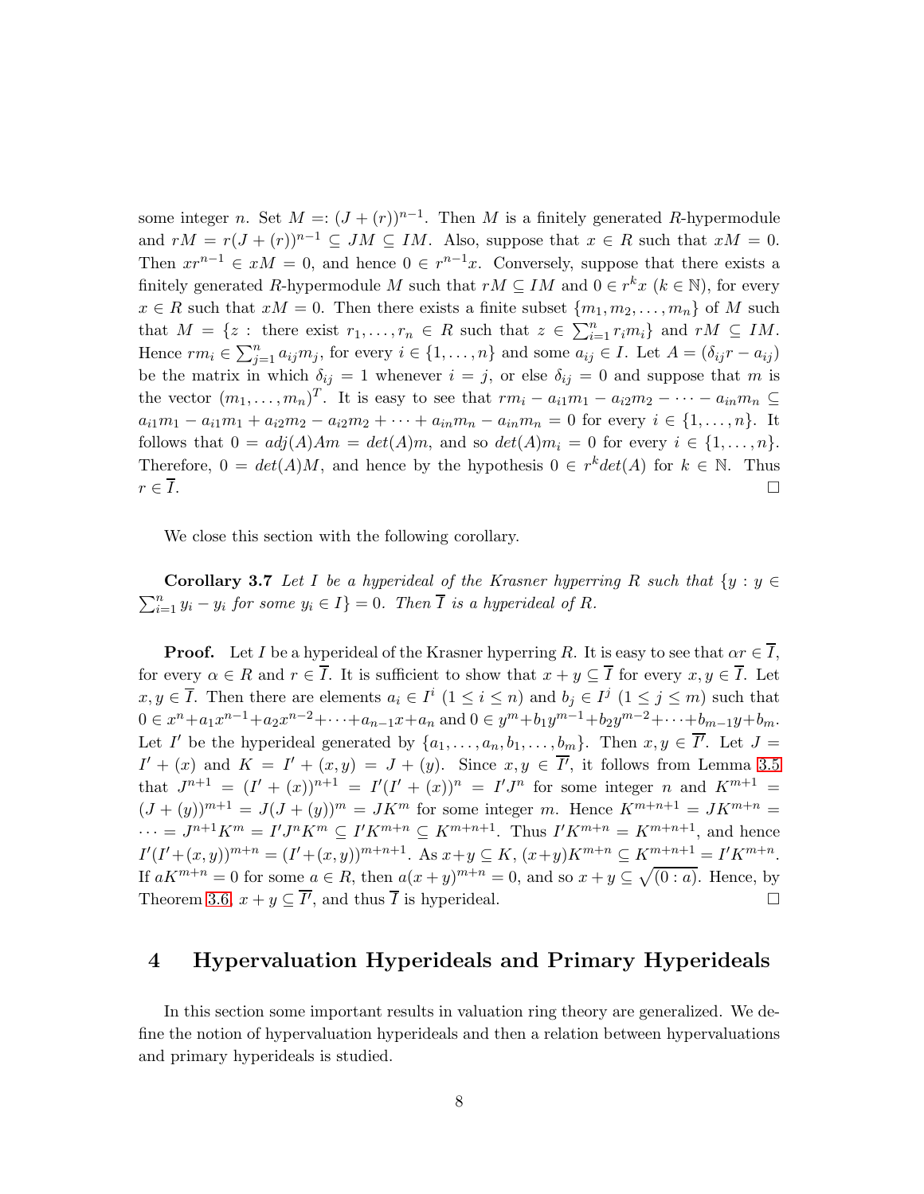some integer $n$. Set $M =: (J + (r))^{n-1}$. Then $M$ is a finitely generated $R$-hypermodule and $rM = r(J + (r))^{n-1} \subseteq JM \subseteq IM$. Also, suppose that $x \in R$ such that $xM = 0$. Then $xr^{n-1} \in xM = 0$, and hence $0 \in r^{n-1}x$. Conversely, suppose that there exists a finitely generated $R$-hypermodule $M$ such that $rM \subseteq IM$ and $0 \in r^k x$ ($k \in \mathbb{N}$), for every $x \in R$ such that $xM = 0$. Then there exists a finite subset $\{m_1, m_2, \ldots, m_n\}$ of $M$ such that $M = \{z :$ there exist $r_1, \ldots, r_n \in R$ such that $z \in \sum_{i=1}^{n} r_i m_i\}$ and $rM \subseteq IM$. Hence $rm_i \in \sum_{j=1}^{n} a_{ij} m_j$, for every $i \in \{1, \ldots, n\}$ and some $a_{ij} \in I$. Let $A = (\delta_{ij} r - a_{ij})$ be the matrix in which $\delta_{ij} = 1$ whenever $i = j$, or else $\delta_{ij} = 0$ and suppose that $m$ is the vector $(m_1, \ldots, m_n)^T$. It is easy to see that $rm_i - a_{i1}m_1 - a_{i2}m_2 - \cdots - a_{in}m_n \subseteq a_{i1}m_1 - a_{i1}m_1 + a_{i2}m_2 - a_{i2}m_2 + \cdots + a_{in}m_n - a_{in}m_n = 0$ for every $i \in \{1, \ldots, n\}$. It follows that $0 = adj(A)Am = det(A)m$, and so $det(A)m_i = 0$ for every $i \in \{1, \ldots, n\}$. Therefore, $0 = det(A)M$, and hence by the hypothesis $0 \in r^k det(A)$ for $k \in \mathbb{N}$. Thus $r \in \overline{I}$. □

We close this section with the following corollary.

**Corollary 3.7** *Let $I$ be a hyperideal of the Krasner hyperring $R$ such that $\{y : y \in \sum_{i=1}^{n} y_i - y_i$ for some $y_i \in I\} = 0$. Then $\overline{I}$ is a hyperideal of $R$.*

**Proof.** Let $I$ be a hyperideal of the Krasner hyperring $R$. It is easy to see that $\alpha r \in \overline{I}$, for every $\alpha \in R$ and $r \in \overline{I}$. It is sufficient to show that $x + y \subseteq \overline{I}$ for every $x, y \in \overline{I}$. Let $x, y \in \overline{I}$. Then there are elements $a_i \in I^i$ ($1 \leq i \leq n$) and $b_j \in I^j$ ($1 \leq j \leq m$) such that $0 \in x^n + a_1 x^{n-1} + a_2 x^{n-2} + \cdots + a_{n-1}x + a_n$ and $0 \in y^m + b_1 y^{m-1} + b_2 y^{m-2} + \cdots + b_{m-1}y + b_m$. Let $I'$ be the hyperideal generated by $\{a_1, \ldots, a_n, b_1, \ldots, b_m\}$. Then $x, y \in \overline{I'}$. Let $J = I' + (x)$ and $K = I' + (x, y) = J + (y)$. Since $x, y \in \overline{I'}$, it follows from Lemma 3.5 that $J^{n+1} = (I' + (x))^{n+1} = I'(I' + (x))^n = I'J^n$ for some integer $n$ and $K^{m+1} = (J + (y))^{m+1} = J(J + (y))^m = JK^m$ for some integer $m$. Hence $K^{m+n+1} = JK^{m+n} = \cdots = J^{n+1}K^m = I'J^nK^m \subseteq I'K^{m+n} \subseteq K^{m+n+1}$. Thus $I'K^{m+n} = K^{m+n+1}$, and hence $I'(I' + (x, y))^{m+n} = (I' + (x, y))^{m+n+1}$. As $x + y \subseteq K$, $(x + y)K^{m+n} \subseteq K^{m+n+1} = I'K^{m+n}$. If $aK^{m+n} = 0$ for some $a \in R$, then $a(x + y)^{m+n} = 0$, and so $x + y \subseteq \sqrt{(0 : a)}$. Hence, by Theorem 3.6, $x + y \subseteq \overline{I'}$, and thus $\overline{I}$ is hyperideal. □

# 4 Hypervaluation Hyperideals and Primary Hyperideals

In this section some important results in valuation ring theory are generalized. We define the notion of hypervaluation hyperideals and then a relation between hypervaluations and primary hyperideals is studied.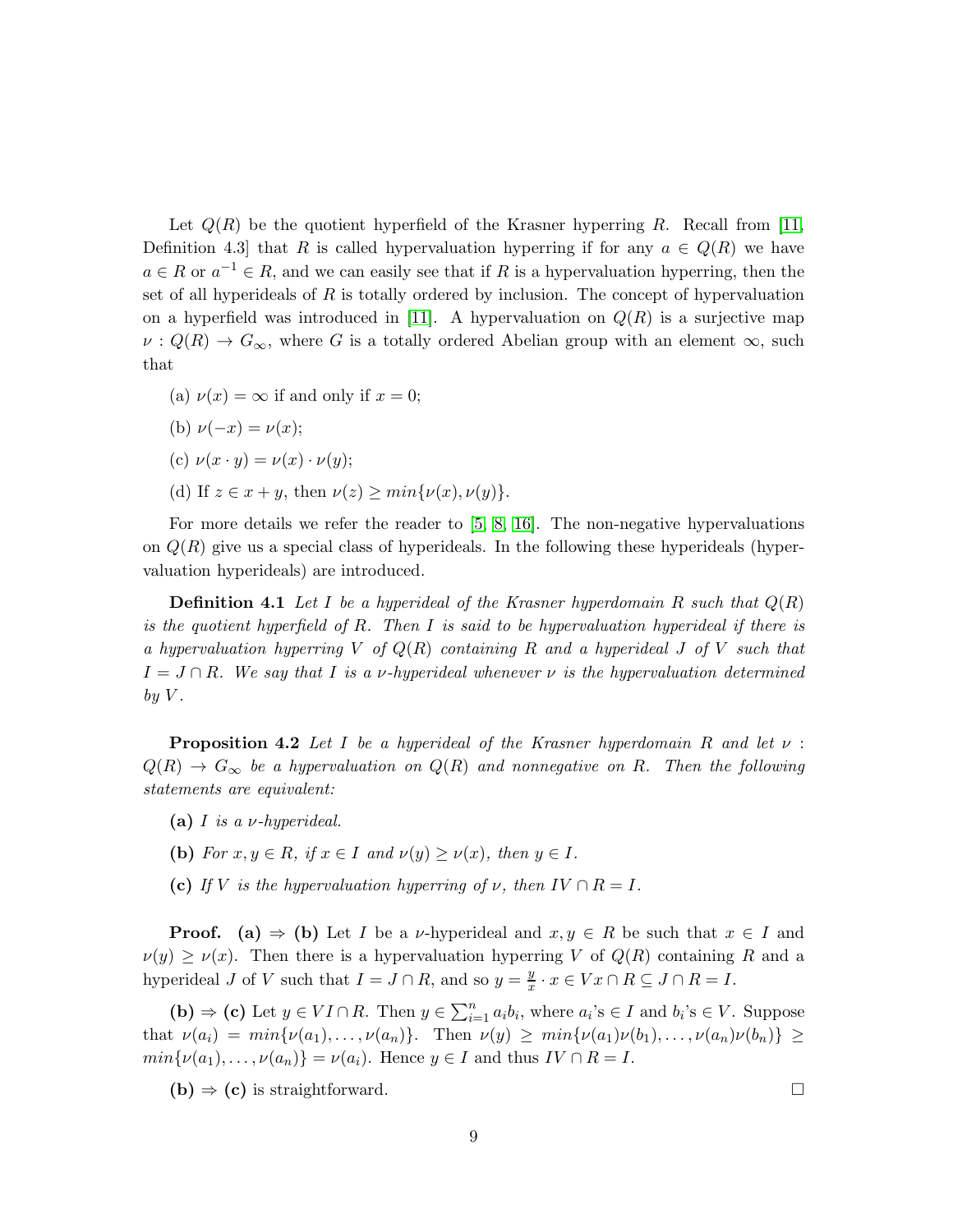Let $Q(R)$ be the quotient hyperfield of the Krasner hyperring $R$. Recall from [11, Definition 4.3] that $R$ is called hypervaluation hyperring if for any $a \in Q(R)$ we have $a \in R$ or $a^{-1} \in R$, and we can easily see that if $R$ is a hypervaluation hyperring, then the set of all hyperideals of $R$ is totally ordered by inclusion. The concept of hypervaluation on a hyperfield was introduced in [11]. A hypervaluation on $Q(R)$ is a surjective map $\nu : Q(R) \to G_\infty$, where $G$ is a totally ordered Abelian group with an element $\infty$, such that

(a) $\nu(x) = \infty$ if and only if $x = 0$;

(b) $\nu(-x) = \nu(x)$;

(c) $\nu(x \cdot y) = \nu(x) \cdot \nu(y)$;

(d) If $z \in x + y$, then $\nu(z) \geq min\{\nu(x), \nu(y)\}$.

For more details we refer the reader to [5, 8, 16]. The non-negative hypervaluations on $Q(R)$ give us a special class of hyperideals. In the following these hyperideals (hypervaluation hyperideals) are introduced.

**Definition 4.1** *Let $I$ be a hyperideal of the Krasner hyperdomain $R$ such that $Q(R)$ is the quotient hyperfield of $R$. Then $I$ is said to be hypervaluation hyperideal if there is a hypervaluation hyperring $V$ of $Q(R)$ containing $R$ and a hyperideal $J$ of $V$ such that $I = J \cap R$. We say that $I$ is a $\nu$-hyperideal whenever $\nu$ is the hypervaluation determined by $V$.*

**Proposition 4.2** *Let $I$ be a hyperideal of the Krasner hyperdomain $R$ and let $\nu : Q(R) \to G_\infty$ be a hypervaluation on $Q(R)$ and nonnegative on $R$. Then the following statements are equivalent:*

**(a)** *$I$ is a $\nu$-hyperideal.*

**(b)** *For $x, y \in R$, if $x \in I$ and $\nu(y) \geq \nu(x)$, then $y \in I$.*

**(c)** *If $V$ is the hypervaluation hyperring of $\nu$, then $IV \cap R = I$.*

**Proof.** **(a) $\Rightarrow$ (b)** Let $I$ be a $\nu$-hyperideal and $x, y \in R$ be such that $x \in I$ and $\nu(y) \geq \nu(x)$. Then there is a hypervaluation hyperring $V$ of $Q(R)$ containing $R$ and a hyperideal $J$ of $V$ such that $I = J \cap R$, and so $y = \frac{y}{x} \cdot x \in Vx \cap R \subseteq J \cap R = I$.

**(b) $\Rightarrow$ (c)** Let $y \in VI \cap R$. Then $y \in \sum_{i=1}^{n} a_i b_i$, where $a_i$'s $\in I$ and $b_i$'s $\in V$. Suppose that $\nu(a_i) = min\{\nu(a_1), \ldots, \nu(a_n)\}$. Then $\nu(y) \geq min\{\nu(a_1)\nu(b_1), \ldots, \nu(a_n)\nu(b_n)\} \geq min\{\nu(a_1), \ldots, \nu(a_n)\} = \nu(a_i)$. Hence $y \in I$ and thus $IV \cap R = I$.

**(b) $\Rightarrow$ (c)** is straightforward. $\square$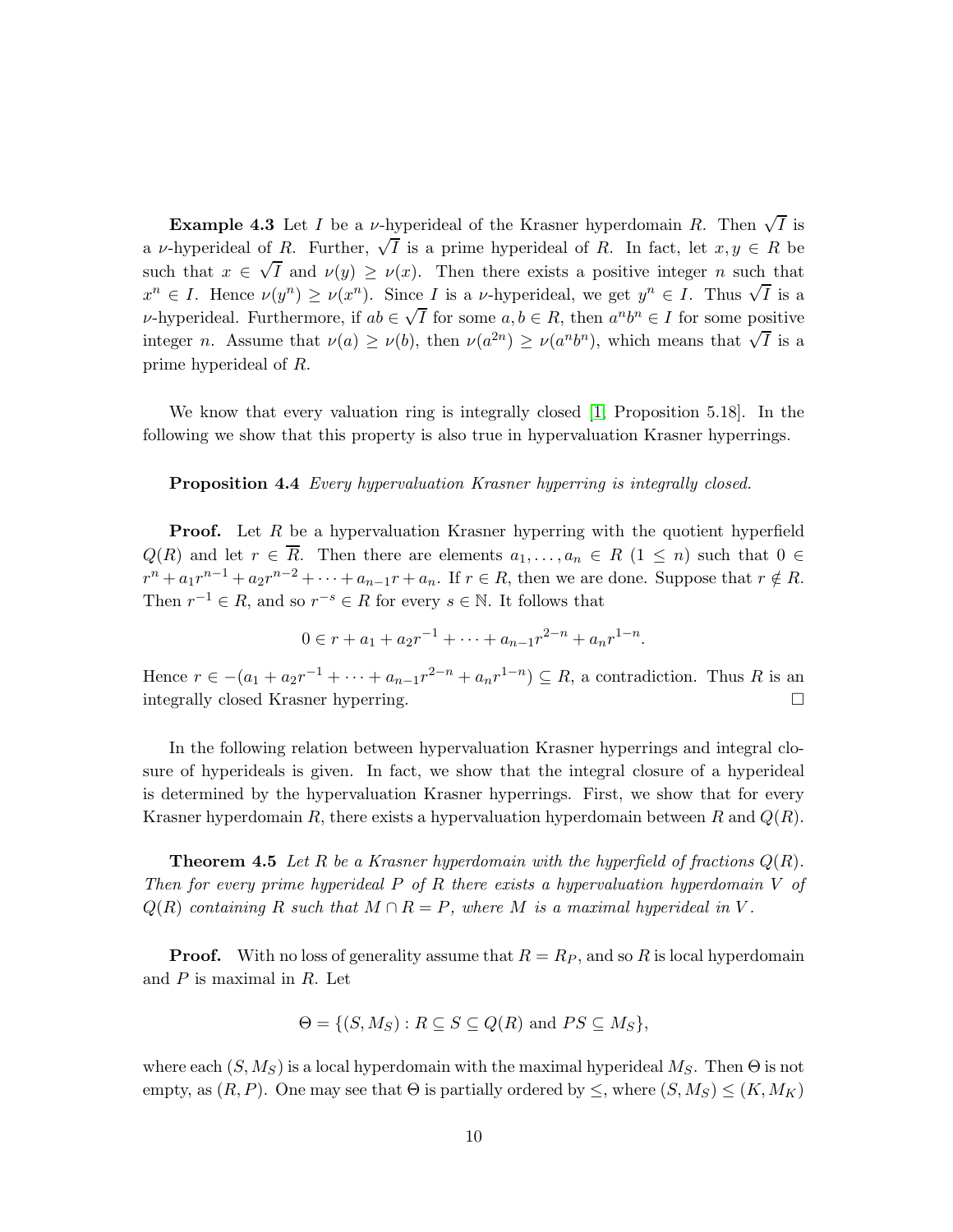**Example 4.3** Let $I$ be a $\nu$-hyperideal of the Krasner hyperdomain $R$. Then $\sqrt{I}$ is a $\nu$-hyperideal of $R$. Further, $\sqrt{I}$ is a prime hyperideal of $R$. In fact, let $x, y \in R$ be such that $x \in \sqrt{I}$ and $\nu(y) \geq \nu(x)$. Then there exists a positive integer $n$ such that $x^n \in I$. Hence $\nu(y^n) \geq \nu(x^n)$. Since $I$ is a $\nu$-hyperideal, we get $y^n \in I$. Thus $\sqrt{I}$ is a $\nu$-hyperideal. Furthermore, if $ab \in \sqrt{I}$ for some $a, b \in R$, then $a^n b^n \in I$ for some positive integer $n$. Assume that $\nu(a) \geq \nu(b)$, then $\nu(a^{2n}) \geq \nu(a^n b^n)$, which means that $\sqrt{I}$ is a prime hyperideal of $R$.

We know that every valuation ring is integrally closed [1, Proposition 5.18]. In the following we show that this property is also true in hypervaluation Krasner hyperrings.

**Proposition 4.4** *Every hypervaluation Krasner hyperring is integrally closed.*

**Proof.** Let $R$ be a hypervaluation Krasner hyperring with the quotient hyperfield $Q(R)$ and let $r \in \overline{R}$. Then there are elements $a_1, \ldots, a_n \in R$ $(1 \leq n)$ such that $0 \in r^n + a_1 r^{n-1} + a_2 r^{n-2} + \cdots + a_{n-1} r + a_n$. If $r \in R$, then we are done. Suppose that $r \notin R$. Then $r^{-1} \in R$, and so $r^{-s} \in R$ for every $s \in \mathbb{N}$. It follows that

$$0 \in r + a_1 + a_2 r^{-1} + \cdots + a_{n-1} r^{2-n} + a_n r^{1-n}.$$

Hence $r \in -(a_1 + a_2 r^{-1} + \cdots + a_{n-1} r^{2-n} + a_n r^{1-n}) \subseteq R$, a contradiction. Thus $R$ is an integrally closed Krasner hyperring. $\square$

In the following relation between hypervaluation Krasner hyperrings and integral closure of hyperideals is given. In fact, we show that the integral closure of a hyperideal is determined by the hypervaluation Krasner hyperrings. First, we show that for every Krasner hyperdomain $R$, there exists a hypervaluation hyperdomain between $R$ and $Q(R)$.

**Theorem 4.5** *Let $R$ be a Krasner hyperdomain with the hyperfield of fractions $Q(R)$. Then for every prime hyperideal $P$ of $R$ there exists a hypervaluation hyperdomain $V$ of $Q(R)$ containing $R$ such that $M \cap R = P$, where $M$ is a maximal hyperideal in $V$.*

**Proof.** With no loss of generality assume that $R = R_P$, and so $R$ is local hyperdomain and $P$ is maximal in $R$. Let

$$\Theta = \{(S, M_S) : R \subseteq S \subseteq Q(R) \text{ and } PS \subseteq M_S\},$$

where each $(S, M_S)$ is a local hyperdomain with the maximal hyperideal $M_S$. Then $\Theta$ is not empty, as $(R, P)$. One may see that $\Theta$ is partially ordered by $\leq$, where $(S, M_S) \leq (K, M_K)$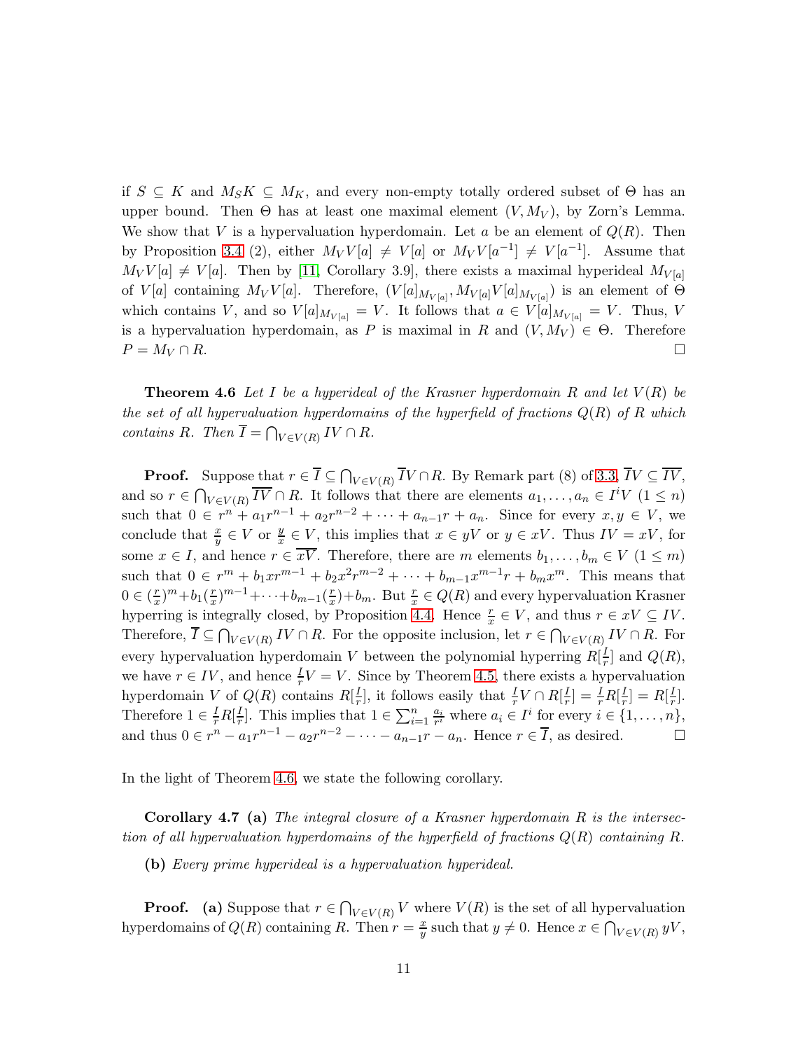if $S \subseteq K$ and $M_S K \subseteq M_K$, and every non-empty totally ordered subset of $\Theta$ has an upper bound. Then $\Theta$ has at least one maximal element $(V, M_V)$, by Zorn's Lemma. We show that $V$ is a hypervaluation hyperdomain. Let $a$ be an element of $Q(R)$. Then by Proposition 3.4 (2), either $M_V V[a] \neq V[a]$ or $M_V V[a^{-1}] \neq V[a^{-1}]$. Assume that $M_V V[a] \neq V[a]$. Then by [11, Corollary 3.9], there exists a maximal hyperideal $M_{V[a]}$ of $V[a]$ containing $M_V V[a]$. Therefore, $(V[a]_{M_{V[a]}}, M_{V[a]} V[a]_{M_{V[a]}})$ is an element of $\Theta$ which contains $V$, and so $V[a]_{M_{V[a]}} = V$. It follows that $a \in V[a]_{M_{V[a]}} = V$. Thus, $V$ is a hypervaluation hyperdomain, as $P$ is maximal in $R$ and $(V, M_V) \in \Theta$. Therefore $P = M_V \cap R$. □

**Theorem 4.6** *Let $I$ be a hyperideal of the Krasner hyperdomain $R$ and let $V(R)$ be the set of all hypervaluation hyperdomains of the hyperfield of fractions $Q(R)$ of $R$ which contains $R$. Then $\overline{I} = \bigcap_{V \in V(R)} IV \cap R$.*

**Proof.** Suppose that $r \in \overline{I} \subseteq \bigcap_{V \in V(R)} \overline{I}V \cap R$. By Remark part (8) of 3.3, $\overline{I}V \subseteq \overline{IV}$, and so $r \in \bigcap_{V \in V(R)} \overline{IV} \cap R$. It follows that there are elements $a_1, \ldots, a_n \in I^i V$ $(1 \leq n)$ such that $0 \in r^n + a_1 r^{n-1} + a_2 r^{n-2} + \cdots + a_{n-1} r + a_n$. Since for every $x, y \in V$, we conclude that $\frac{x}{y} \in V$ or $\frac{y}{x} \in V$, this implies that $x \in yV$ or $y \in xV$. Thus $IV = xV$, for some $x \in I$, and hence $r \in \overline{xV}$. Therefore, there are $m$ elements $b_1, \ldots, b_m \in V$ $(1 \leq m)$ such that $0 \in r^m + b_1 x r^{m-1} + b_2 x^2 r^{m-2} + \cdots + b_{m-1} x^{m-1} r + b_m x^m$. This means that $0 \in (\frac{r}{x})^m + b_1 (\frac{r}{x})^{m-1} + \cdots + b_{m-1} (\frac{r}{x}) + b_m$. But $\frac{r}{x} \in Q(R)$ and every hypervaluation Krasner hyperring is integrally closed, by Proposition 4.4. Hence $\frac{r}{x} \in V$, and thus $r \in xV \subseteq IV$. Therefore, $\overline{I} \subseteq \bigcap_{V \in V(R)} IV \cap R$. For the opposite inclusion, let $r \in \bigcap_{V \in V(R)} IV \cap R$. For every hypervaluation hyperdomain $V$ between the polynomial hyperring $R[\frac{I}{r}]$ and $Q(R)$, we have $r \in IV$, and hence $\frac{I}{r} V = V$. Since by Theorem 4.5, there exists a hypervaluation hyperdomain $V$ of $Q(R)$ contains $R[\frac{I}{r}]$, it follows easily that $\frac{I}{r} V \cap R[\frac{I}{r}] = \frac{I}{r} R[\frac{I}{r}] = R[\frac{I}{r}]$. Therefore $1 \in \frac{I}{r} R[\frac{I}{r}]$. This implies that $1 \in \sum_{i=1}^{n} \frac{a_i}{r^i}$ where $a_i \in I^i$ for every $i \in \{1, \ldots, n\}$, and thus $0 \in r^n - a_1 r^{n-1} - a_2 r^{n-2} - \cdots - a_{n-1} r - a_n$. Hence $r \in \overline{I}$, as desired. □

In the light of Theorem 4.6, we state the following corollary.

**Corollary 4.7** **(a)** *The integral closure of a Krasner hyperdomain $R$ is the intersection of all hypervaluation hyperdomains of the hyperfield of fractions $Q(R)$ containing $R$.*

**(b)** *Every prime hyperideal is a hypervaluation hyperideal.*

**Proof.** **(a)** Suppose that $r \in \bigcap_{V \in V(R)} V$ where $V(R)$ is the set of all hypervaluation hyperdomains of $Q(R)$ containing $R$. Then $r = \frac{x}{y}$ such that $y \neq 0$. Hence $x \in \bigcap_{V \in V(R)} yV$,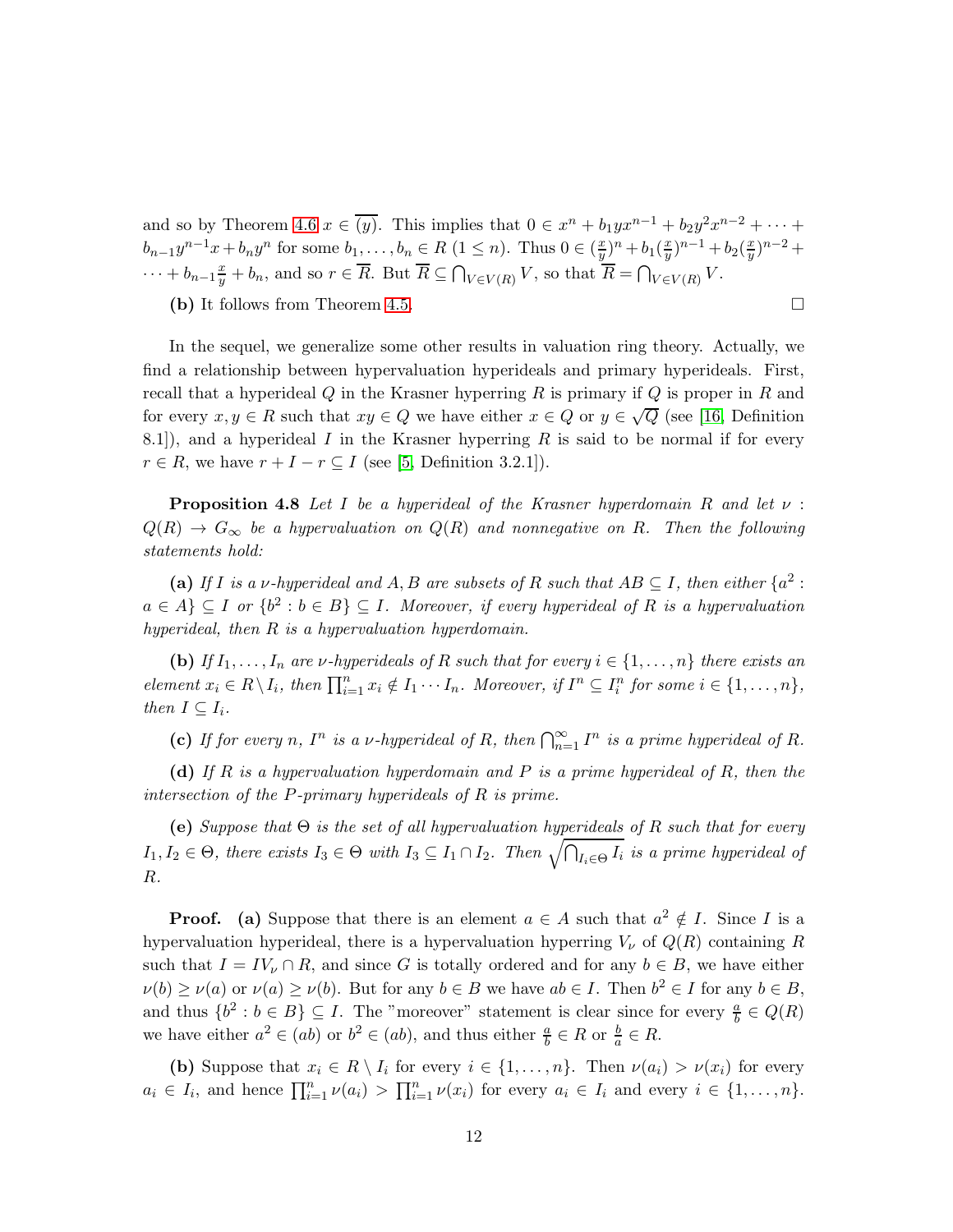and so by Theorem 4.6 $x \in \overline{(y)}$. This implies that $0 \in x^n + b_1 y x^{n-1} + b_2 y^2 x^{n-2} + \cdots + b_{n-1} y^{n-1} x + b_n y^n$ for some $b_1, \ldots, b_n \in R$ $(1 \leq n)$. Thus $0 \in (\frac{x}{y})^n + b_1 (\frac{x}{y})^{n-1} + b_2 (\frac{x}{y})^{n-2} + \cdots + b_{n-1} \frac{x}{y} + b_n$, and so $r \in \overline{R}$. But $\overline{R} \subseteq \bigcap_{V \in V(R)} V$, so that $\overline{R} = \bigcap_{V \in V(R)} V$.

**(b)** It follows from Theorem 4.5. □

In the sequel, we generalize some other results in valuation ring theory. Actually, we find a relationship between hypervaluation hyperideals and primary hyperideals. First, recall that a hyperideal $Q$ in the Krasner hyperring $R$ is primary if $Q$ is proper in $R$ and for every $x, y \in R$ such that $xy \in Q$ we have either $x \in Q$ or $y \in \sqrt{Q}$ (see [16, Definition 8.1]), and a hyperideal $I$ in the Krasner hyperring $R$ is said to be normal if for every $r \in R$, we have $r + I - r \subseteq I$ (see [5, Definition 3.2.1]).

**Proposition 4.8** *Let $I$ be a hyperideal of the Krasner hyperdomain $R$ and let $\nu : Q(R) \to G_\infty$ be a hypervaluation on $Q(R)$ and nonnegative on $R$. Then the following statements hold:*

**(a)** *If $I$ is a $\nu$-hyperideal and $A, B$ are subsets of $R$ such that $AB \subseteq I$, then either $\{a^2 : a \in A\} \subseteq I$ or $\{b^2 : b \in B\} \subseteq I$. Moreover, if every hyperideal of $R$ is a hypervaluation hyperideal, then $R$ is a hypervaluation hyperdomain.*

**(b)** *If $I_1, \ldots, I_n$ are $\nu$-hyperideals of $R$ such that for every $i \in \{1, \ldots, n\}$ there exists an element $x_i \in R \setminus I_i$, then $\prod_{i=1}^n x_i \notin I_1 \cdots I_n$. Moreover, if $I^n \subseteq I_i^n$ for some $i \in \{1, \ldots, n\}$, then $I \subseteq I_i$.*

**(c)** *If for every $n$, $I^n$ is a $\nu$-hyperideal of $R$, then $\bigcap_{n=1}^\infty I^n$ is a prime hyperideal of $R$.*

**(d)** *If $R$ is a hypervaluation hyperdomain and $P$ is a prime hyperideal of $R$, then the intersection of the $P$-primary hyperideals of $R$ is prime.*

**(e)** *Suppose that $\Theta$ is the set of all hypervaluation hyperideals of $R$ such that for every $I_1, I_2 \in \Theta$, there exists $I_3 \in \Theta$ with $I_3 \subseteq I_1 \cap I_2$. Then $\sqrt{\bigcap_{I_i \in \Theta} I_i}$ is a prime hyperideal of $R$.*

**Proof.** **(a)** Suppose that there is an element $a \in A$ such that $a^2 \notin I$. Since $I$ is a hypervaluation hyperideal, there is a hypervaluation hyperring $V_\nu$ of $Q(R)$ containing $R$ such that $I = IV_\nu \cap R$, and since $G$ is totally ordered and for any $b \in B$, we have either $\nu(b) \geq \nu(a)$ or $\nu(a) \geq \nu(b)$. But for any $b \in B$ we have $ab \in I$. Then $b^2 \in I$ for any $b \in B$, and thus $\{b^2 : b \in B\} \subseteq I$. The "moreover" statement is clear since for every $\frac{a}{b} \in Q(R)$ we have either $a^2 \in (ab)$ or $b^2 \in (ab)$, and thus either $\frac{a}{b} \in R$ or $\frac{b}{a} \in R$.

**(b)** Suppose that $x_i \in R \setminus I_i$ for every $i \in \{1, \ldots, n\}$. Then $\nu(a_i) > \nu(x_i)$ for every $a_i \in I_i$, and hence $\prod_{i=1}^n \nu(a_i) > \prod_{i=1}^n \nu(x_i)$ for every $a_i \in I_i$ and every $i \in \{1, \ldots, n\}$.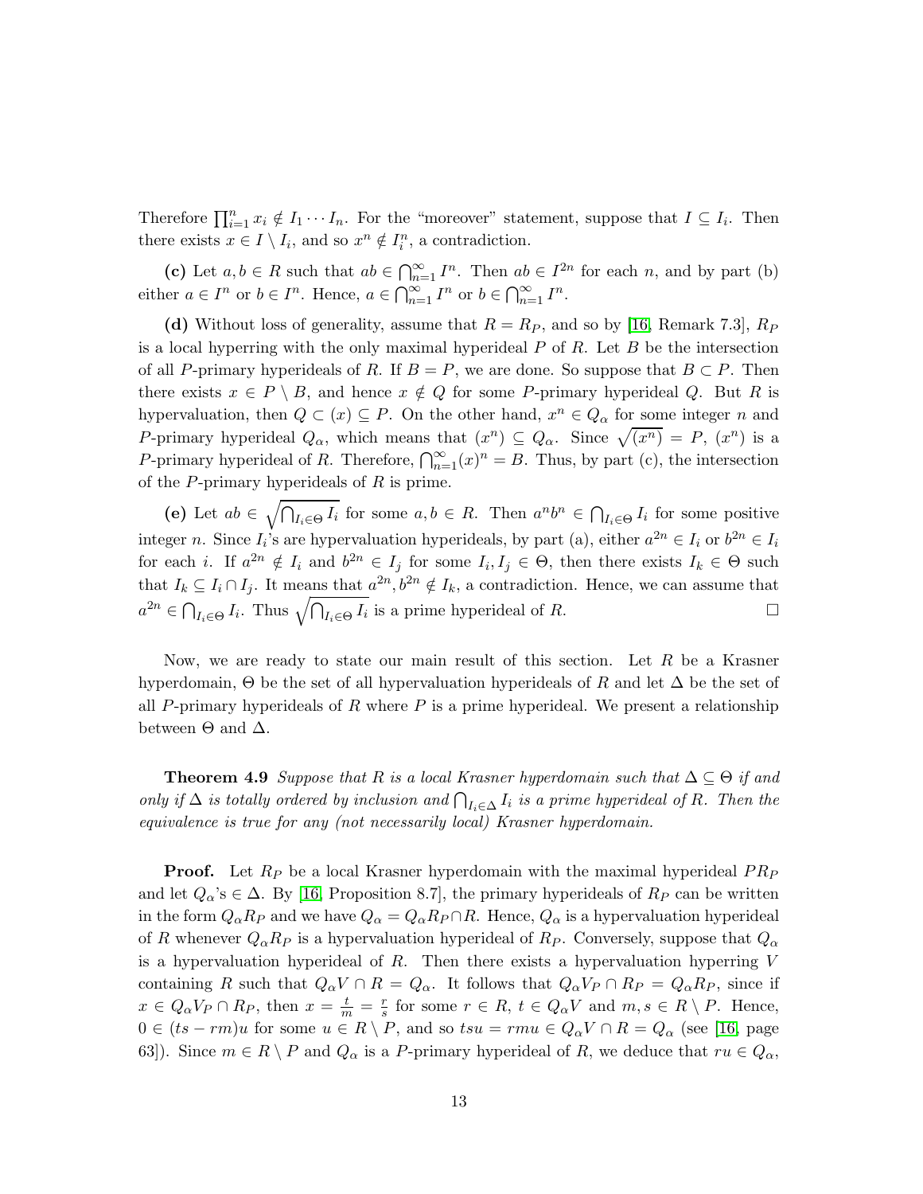Therefore $\prod_{i=1}^{n} x_i \notin I_1 \cdots I_n$. For the "moreover" statement, suppose that $I \subseteq I_i$. Then there exists $x \in I \setminus I_i$, and so $x^n \notin I_i^n$, a contradiction.

**(c)** Let $a, b \in R$ such that $ab \in \bigcap_{n=1}^{\infty} I^n$. Then $ab \in I^{2n}$ for each $n$, and by part (b) either $a \in I^n$ or $b \in I^n$. Hence, $a \in \bigcap_{n=1}^{\infty} I^n$ or $b \in \bigcap_{n=1}^{\infty} I^n$.

**(d)** Without loss of generality, assume that $R = R_P$, and so by [16, Remark 7.3], $R_P$ is a local hyperring with the only maximal hyperideal $P$ of $R$. Let $B$ be the intersection of all $P$-primary hyperideals of $R$. If $B = P$, we are done. So suppose that $B \subset P$. Then there exists $x \in P \setminus B$, and hence $x \notin Q$ for some $P$-primary hyperideal $Q$. But $R$ is hypervaluation, then $Q \subset (x) \subseteq P$. On the other hand, $x^n \in Q_\alpha$ for some integer $n$ and $P$-primary hyperideal $Q_\alpha$, which means that $(x^n) \subseteq Q_\alpha$. Since $\sqrt{(x^n)} = P$, $(x^n)$ is a $P$-primary hyperideal of $R$. Therefore, $\bigcap_{n=1}^{\infty} (x)^n = B$. Thus, by part (c), the intersection of the $P$-primary hyperideals of $R$ is prime.

**(e)** Let $ab \in \sqrt{\bigcap_{I_i \in \Theta} I_i}$ for some $a, b \in R$. Then $a^n b^n \in \bigcap_{I_i \in \Theta} I_i$ for some positive integer $n$. Since $I_i$'s are hypervaluation hyperideals, by part (a), either $a^{2n} \in I_i$ or $b^{2n} \in I_i$ for each $i$. If $a^{2n} \notin I_i$ and $b^{2n} \in I_j$ for some $I_i, I_j \in \Theta$, then there exists $I_k \in \Theta$ such that $I_k \subseteq I_i \cap I_j$. It means that $a^{2n}, b^{2n} \notin I_k$, a contradiction. Hence, we can assume that $a^{2n} \in \bigcap_{I_i \in \Theta} I_i$. Thus $\sqrt{\bigcap_{I_i \in \Theta} I_i}$ is a prime hyperideal of $R$. $\square$

Now, we are ready to state our main result of this section. Let $R$ be a Krasner hyperdomain, $\Theta$ be the set of all hypervaluation hyperideals of $R$ and let $\Delta$ be the set of all $P$-primary hyperideals of $R$ where $P$ is a prime hyperideal. We present a relationship between $\Theta$ and $\Delta$.

**Theorem 4.9** *Suppose that $R$ is a local Krasner hyperdomain such that $\Delta \subseteq \Theta$ if and only if $\Delta$ is totally ordered by inclusion and $\bigcap_{I_i \in \Delta} I_i$ is a prime hyperideal of $R$. Then the equivalence is true for any (not necessarily local) Krasner hyperdomain.*

**Proof.** Let $R_P$ be a local Krasner hyperdomain with the maximal hyperideal $PR_P$ and let $Q_\alpha$'s $\in \Delta$. By [16, Proposition 8.7], the primary hyperideals of $R_P$ can be written in the form $Q_\alpha R_P$ and we have $Q_\alpha = Q_\alpha R_P \cap R$. Hence, $Q_\alpha$ is a hypervaluation hyperideal of $R$ whenever $Q_\alpha R_P$ is a hypervaluation hyperideal of $R_P$. Conversely, suppose that $Q_\alpha$ is a hypervaluation hyperideal of $R$. Then there exists a hypervaluation hyperring $V$ containing $R$ such that $Q_\alpha V \cap R = Q_\alpha$. It follows that $Q_\alpha V_P \cap R_P = Q_\alpha R_P$, since if $x \in Q_\alpha V_P \cap R_P$, then $x = \frac{t}{m} = \frac{r}{s}$ for some $r \in R$, $t \in Q_\alpha V$ and $m, s \in R \setminus P$. Hence, $0 \in (ts - rm)u$ for some $u \in R \setminus P$, and so $tsu = rmu \in Q_\alpha V \cap R = Q_\alpha$ (see [16, page 63]). Since $m \in R \setminus P$ and $Q_\alpha$ is a $P$-primary hyperideal of $R$, we deduce that $ru \in Q_\alpha$,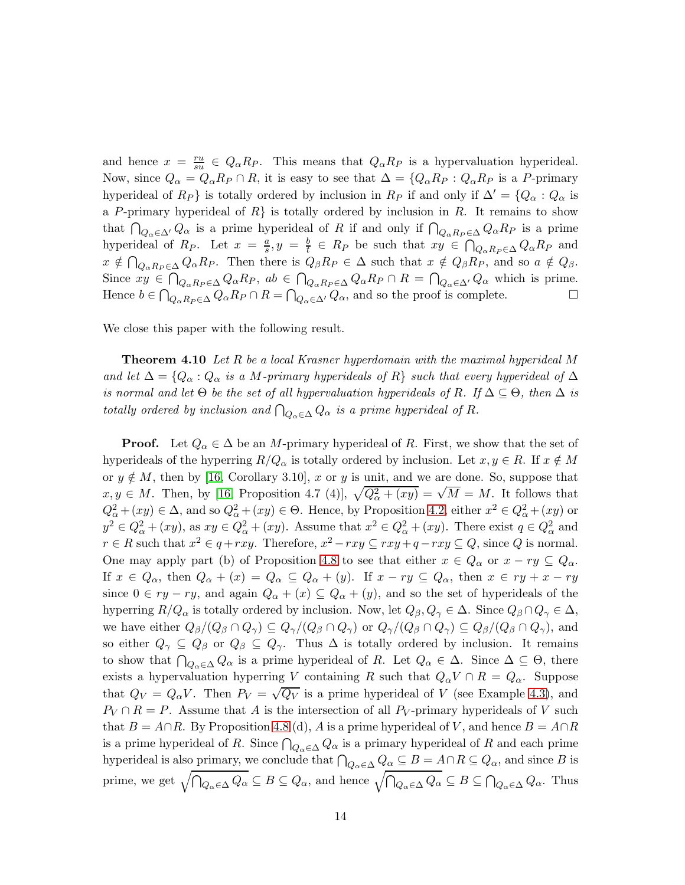and hence $x = \frac{ru}{su} \in Q_\alpha R_P$. This means that $Q_\alpha R_P$ is a hypervaluation hyperideal. Now, since $Q_\alpha = Q_\alpha R_P \cap R$, it is easy to see that $\Delta = \{Q_\alpha R_P : Q_\alpha R_P$ is a $P$-primary hyperideal of $R_P\}$ is totally ordered by inclusion in $R_P$ if and only if $\Delta' = \{Q_\alpha : Q_\alpha$ is a $P$-primary hyperideal of $R\}$ is totally ordered by inclusion in $R$. It remains to show that $\bigcap_{Q_\alpha \in \Delta'} Q_\alpha$ is a prime hyperideal of $R$ if and only if $\bigcap_{Q_\alpha R_P \in \Delta} Q_\alpha R_P$ is a prime hyperideal of $R_P$. Let $x = \frac{a}{s}, y = \frac{b}{t} \in R_P$ be such that $xy \in \bigcap_{Q_\alpha R_P \in \Delta} Q_\alpha R_P$ and $x \notin \bigcap_{Q_\alpha R_P \in \Delta} Q_\alpha R_P$. Then there is $Q_\beta R_P \in \Delta$ such that $x \notin Q_\beta R_P$, and so $a \notin Q_\beta$. Since $xy \in \bigcap_{Q_\alpha R_P \in \Delta} Q_\alpha R_P$, $ab \in \bigcap_{Q_\alpha R_P \in \Delta} Q_\alpha R_P \cap R = \bigcap_{Q_\alpha \in \Delta'} Q_\alpha$ which is prime. Hence $b \in \bigcap_{Q_\alpha R_P \in \Delta} Q_\alpha R_P \cap R = \bigcap_{Q_\alpha \in \Delta'} Q_\alpha$, and so the proof is complete. $\square$

We close this paper with the following result.

**Theorem 4.10** *Let $R$ be a local Krasner hyperdomain with the maximal hyperideal $M$ and let $\Delta = \{Q_\alpha : Q_\alpha$ is a $M$-primary hyperideals of $R\}$ such that every hyperideal of $\Delta$ is normal and let $\Theta$ be the set of all hypervaluation hyperideals of $R$. If $\Delta \subseteq \Theta$, then $\Delta$ is totally ordered by inclusion and $\bigcap_{Q_\alpha \in \Delta} Q_\alpha$ is a prime hyperideal of $R$.*

**Proof.** Let $Q_\alpha \in \Delta$ be an $M$-primary hyperideal of $R$. First, we show that the set of hyperideals of the hyperring $R/Q_\alpha$ is totally ordered by inclusion. Let $x, y \in R$. If $x \notin M$ or $y \notin M$, then by [16, Corollary 3.10], $x$ or $y$ is unit, and we are done. So, suppose that $x, y \in M$. Then, by [16, Proposition 4.7 (4)], $\sqrt{Q_\alpha^2 + (xy)} = \sqrt{M} = M$. It follows that $Q_\alpha^2 + (xy) \in \Delta$, and so $Q_\alpha^2 + (xy) \in \Theta$. Hence, by Proposition 4.2, either $x^2 \in Q_\alpha^2 + (xy)$ or $y^2 \in Q_\alpha^2 + (xy)$, as $xy \in Q_\alpha^2 + (xy)$. Assume that $x^2 \in Q_\alpha^2 + (xy)$. There exist $q \in Q_\alpha^2$ and $r \in R$ such that $x^2 \in q + rxy$. Therefore, $x^2 - rxy \subseteq rxy + q - rxy \subseteq Q$, since $Q$ is normal. One may apply part (b) of Proposition 4.8 to see that either $x \in Q_\alpha$ or $x - ry \subseteq Q_\alpha$. If $x \in Q_\alpha$, then $Q_\alpha + (x) = Q_\alpha \subseteq Q_\alpha + (y)$. If $x - ry \subseteq Q_\alpha$, then $x \in ry + x - ry$ since $0 \in ry - ry$, and again $Q_\alpha + (x) \subseteq Q_\alpha + (y)$, and so the set of hyperideals of the hyperring $R/Q_\alpha$ is totally ordered by inclusion. Now, let $Q_\beta, Q_\gamma \in \Delta$. Since $Q_\beta \cap Q_\gamma \in \Delta$, we have either $Q_\beta/(Q_\beta \cap Q_\gamma) \subseteq Q_\gamma/(Q_\beta \cap Q_\gamma)$ or $Q_\gamma/(Q_\beta \cap Q_\gamma) \subseteq Q_\beta/(Q_\beta \cap Q_\gamma)$, and so either $Q_\gamma \subseteq Q_\beta$ or $Q_\beta \subseteq Q_\gamma$. Thus $\Delta$ is totally ordered by inclusion. It remains to show that $\bigcap_{Q_\alpha \in \Delta} Q_\alpha$ is a prime hyperideal of $R$. Let $Q_\alpha \in \Delta$. Since $\Delta \subseteq \Theta$, there exists a hypervaluation hyperring $V$ containing $R$ such that $Q_\alpha V \cap R = Q_\alpha$. Suppose that $Q_V = Q_\alpha V$. Then $P_V = \sqrt{Q_V}$ is a prime hyperideal of $V$ (see Example 4.3), and $P_V \cap R = P$. Assume that $A$ is the intersection of all $P_V$-primary hyperideals of $V$ such that $B = A \cap R$. By Proposition 4.8 (d), $A$ is a prime hyperideal of $V$, and hence $B = A \cap R$ is a prime hyperideal of $R$. Since $\bigcap_{Q_\alpha \in \Delta} Q_\alpha$ is a primary hyperideal of $R$ and each prime hyperideal is also primary, we conclude that $\bigcap_{Q_\alpha \in \Delta} Q_\alpha \subseteq B = A \cap R \subseteq Q_\alpha$, and since $B$ is prime, we get $\sqrt{\bigcap_{Q_\alpha \in \Delta} Q_\alpha} \subseteq B \subseteq Q_\alpha$, and hence $\sqrt{\bigcap_{Q_\alpha \in \Delta} Q_\alpha} \subseteq B \subseteq \bigcap_{Q_\alpha \in \Delta} Q_\alpha$. Thus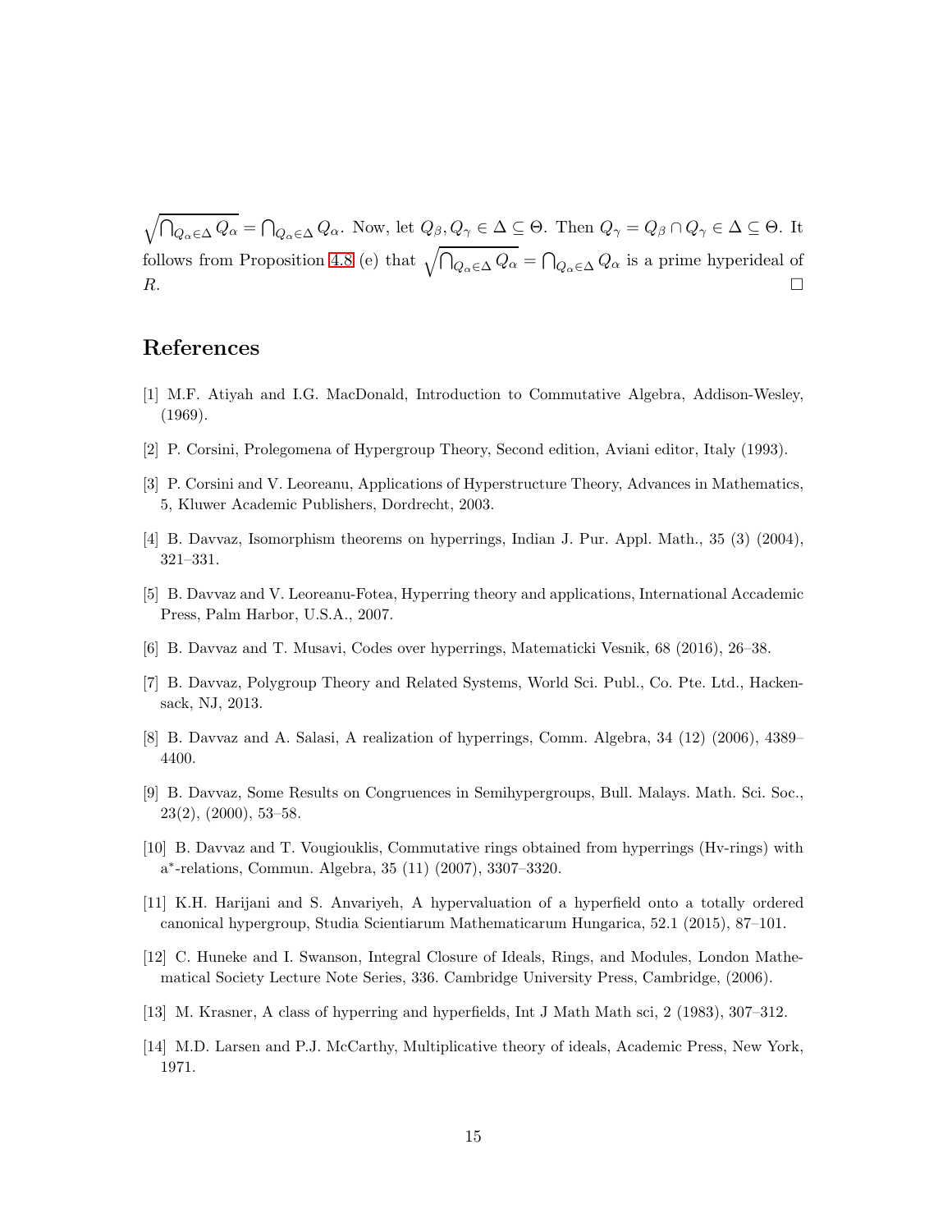$\sqrt{\bigcap_{Q_\alpha \in \Delta} Q_\alpha} = \bigcap_{Q_\alpha \in \Delta} Q_\alpha$. Now, let $Q_\beta, Q_\gamma \in \Delta \subseteq \Theta$. Then $Q_\gamma = Q_\beta \cap Q_\gamma \in \Delta \subseteq \Theta$. It follows from Proposition 4.8 (e) that $\sqrt{\bigcap_{Q_\alpha \in \Delta} Q_\alpha} = \bigcap_{Q_\alpha \in \Delta} Q_\alpha$ is a prime hyperideal of $R$. □

# References

[1] M.F. Atiyah and I.G. MacDonald, Introduction to Commutative Algebra, Addison-Wesley, (1969).

[2] P. Corsini, Prolegomena of Hypergroup Theory, Second edition, Aviani editor, Italy (1993).

[3] P. Corsini and V. Leoreanu, Applications of Hyperstructure Theory, Advances in Mathematics, 5, Kluwer Academic Publishers, Dordrecht, 2003.

[4] B. Davvaz, Isomorphism theorems on hyperrings, Indian J. Pur. Appl. Math., 35 (3) (2004), 321–331.

[5] B. Davvaz and V. Leoreanu-Fotea, Hyperring theory and applications, International Accademic Press, Palm Harbor, U.S.A., 2007.

[6] B. Davvaz and T. Musavi, Codes over hyperrings, Matematicki Vesnik, 68 (2016), 26–38.

[7] B. Davvaz, Polygroup Theory and Related Systems, World Sci. Publ., Co. Pte. Ltd., Hackensack, NJ, 2013.

[8] B. Davvaz and A. Salasi, A realization of hyperrings, Comm. Algebra, 34 (12) (2006), 4389–4400.

[9] B. Davvaz, Some Results on Congruences in Semihypergroups, Bull. Malays. Math. Sci. Soc., 23(2), (2000), 53–58.

[10] B. Davvaz and T. Vougiouklis, Commutative rings obtained from hyperrings (Hv-rings) with a$^*$-relations, Commun. Algebra, 35 (11) (2007), 3307–3320.

[11] K.H. Harijani and S. Anvariyeh, A hypervaluation of a hyperfield onto a totally ordered canonical hypergroup, Studia Scientiarum Mathematicarum Hungarica, 52.1 (2015), 87–101.

[12] C. Huneke and I. Swanson, Integral Closure of Ideals, Rings, and Modules, London Mathematical Society Lecture Note Series, 336. Cambridge University Press, Cambridge, (2006).

[13] M. Krasner, A class of hyperring and hyperfields, Int J Math Math sci, 2 (1983), 307–312.

[14] M.D. Larsen and P.J. McCarthy, Multiplicative theory of ideals, Academic Press, New York, 1971.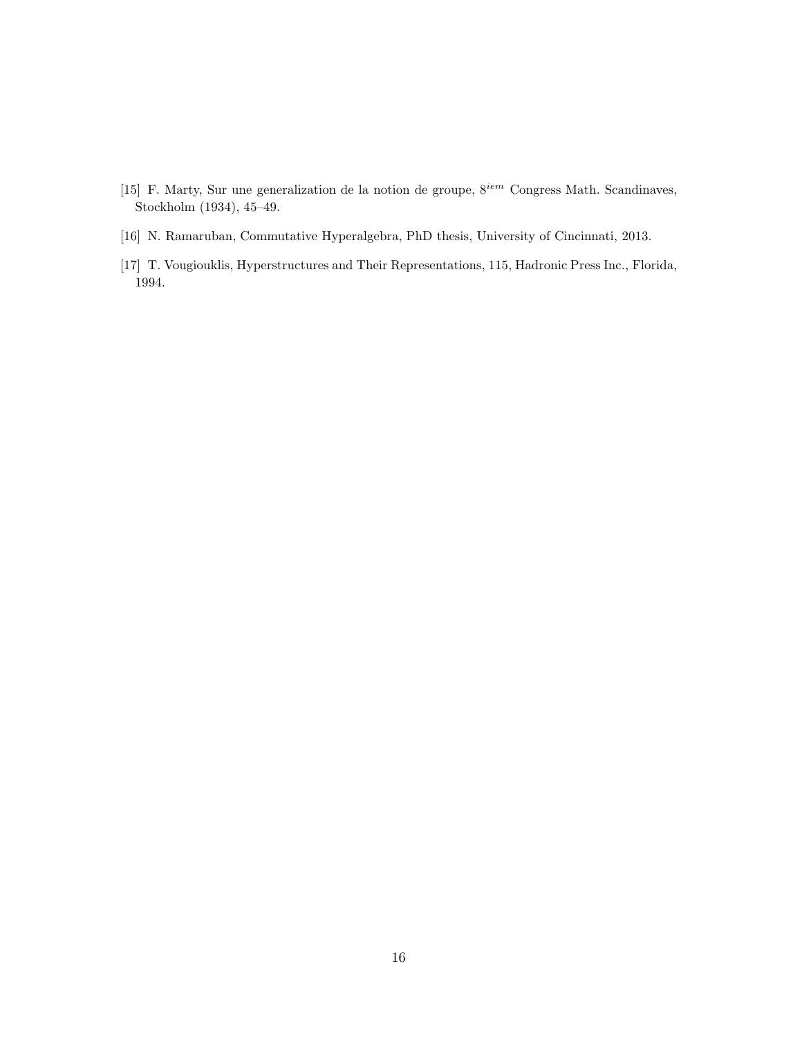[15] F. Marty, Sur une generalization de la notion de groupe, $8^{iem}$ Congress Math. Scandinaves, Stockholm (1934), 45–49.

[16] N. Ramaruban, Commutative Hyperalgebra, PhD thesis, University of Cincinnati, 2013.

[17] T. Vougiouklis, Hyperstructures and Their Representations, 115, Hadronic Press Inc., Florida, 1994.